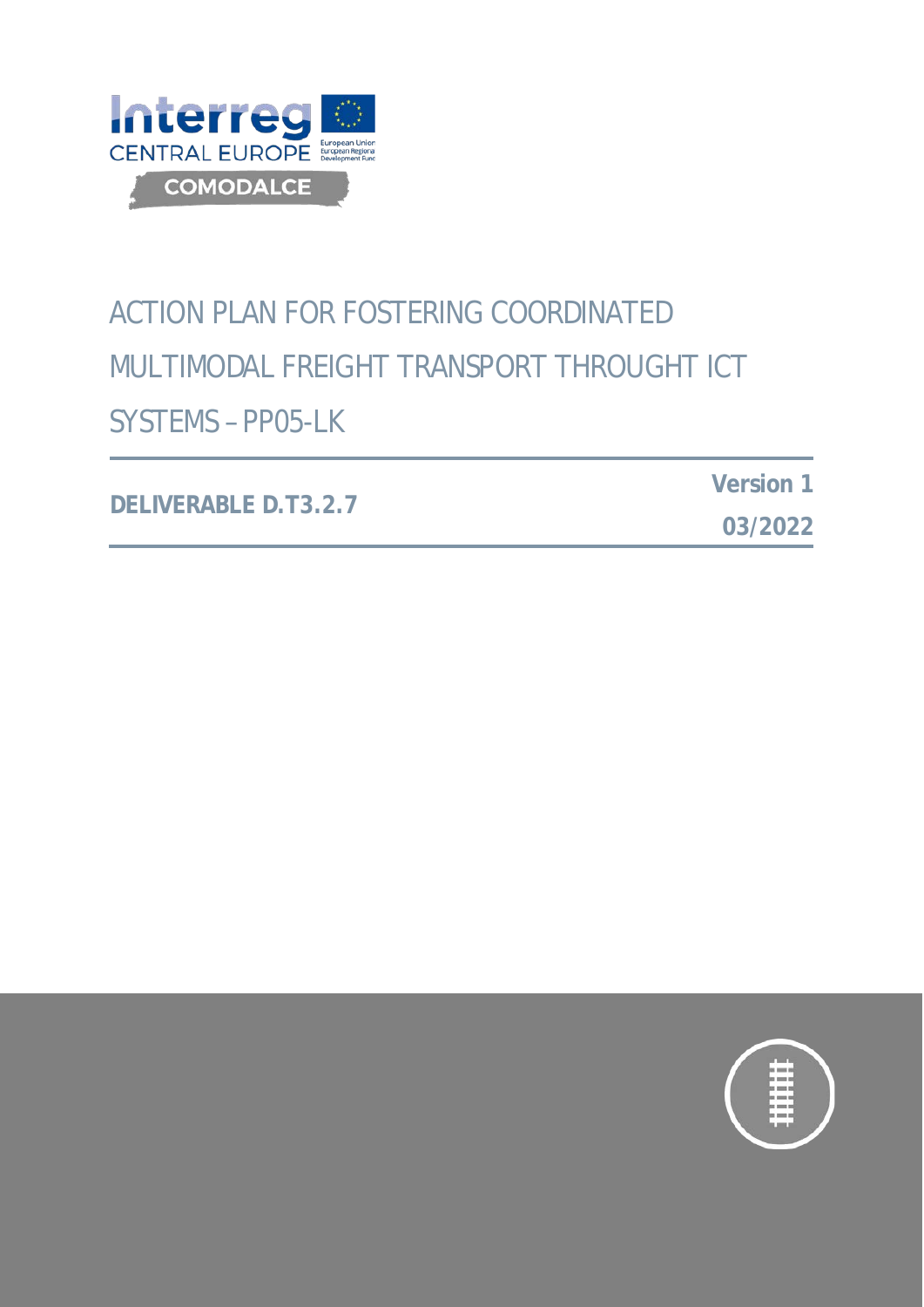# ACTION PLAN FOR FOSTERING COORDINATED MULTIMODAL FREIGHT TRANSPORT THROUGHT ICT SYSTEMS – PP05-LK

**DELIVERABLE D.T3.2.7**

**Version 1**

**03/2022**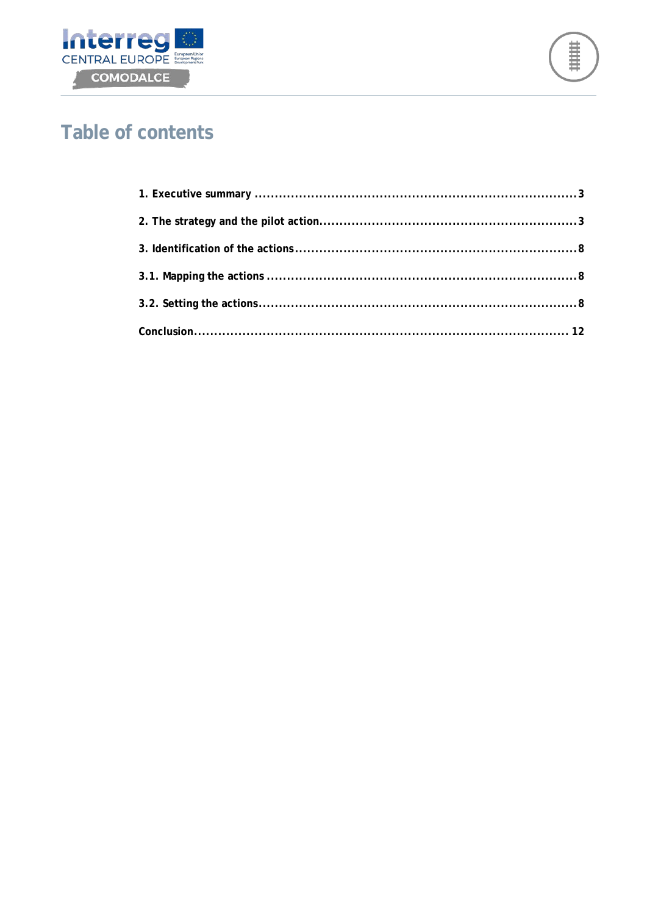# Table of contents

1. Executive summary ..... 3

2. The strategy and the pilot action ..... 3

3. Identification of the actions ..... 8

3.1. Mapping the actions ..... 8

3.2. Setting the actions ..... 8

Conclusion ..... 12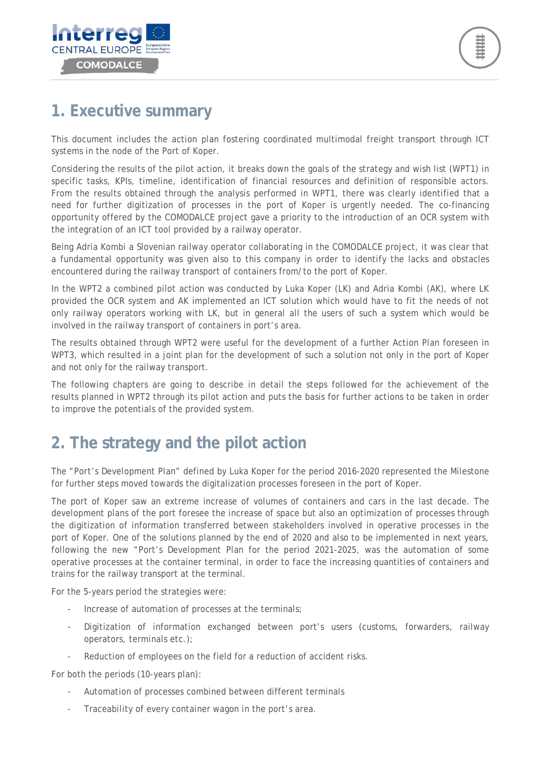# 1. Executive summary

This document includes the action plan fostering coordinated multimodal freight transport through ICT systems in the node of the Port of Koper.

Considering the results of the pilot action, it breaks down the goals of the strategy and wish list (WPT1) in specific tasks, KPIs, timeline, identification of financial resources and definition of responsible actors. From the results obtained through the analysis performed in WPT1, there was clearly identified that a need for further digitization of processes in the port of Koper is urgently needed. The co-financing opportunity offered by the COMODALCE project gave a priority to the introduction of an OCR system with the integration of an ICT tool provided by a railway operator.

Being Adria Kombi a Slovenian railway operator collaborating in the COMODALCE project, it was clear that a fundamental opportunity was given also to this company in order to identify the lacks and obstacles encountered during the railway transport of containers from/to the port of Koper.

In the WPT2 a combined pilot action was conducted by Luka Koper (LK) and Adria Kombi (AK), where LK provided the OCR system and AK implemented an ICT solution which would have to fit the needs of not only railway operators working with LK, but in general all the users of such a system which would be involved in the railway transport of containers in port's area.

The results obtained through WPT2 were useful for the development of a further Action Plan foreseen in WPT3, which resulted in a joint plan for the development of such a solution not only in the port of Koper and not only for the railway transport.

The following chapters are going to describe in detail the steps followed for the achievement of the results planned in WPT2 through its pilot action and puts the basis for further actions to be taken in order to improve the potentials of the provided system.

# 2. The strategy and the pilot action

The "Port's Development Plan" defined by Luka Koper for the period 2016-2020 represented the Milestone for further steps moved towards the digitalization processes foreseen in the port of Koper.

The port of Koper saw an extreme increase of volumes of containers and cars in the last decade. The development plans of the port foresee the increase of space but also an optimization of processes through the digitization of information transferred between stakeholders involved in operative processes in the port of Koper. One of the solutions planned by the end of 2020 and also to be implemented in next years, following the new "Port's Development Plan for the period 2021-2025, was the automation of some operative processes at the container terminal, in order to face the increasing quantities of containers and trains for the railway transport at the terminal.

For the 5-years period the strategies were:

- Increase of automation of processes at the terminals;
- Digitization of information exchanged between port's users (customs, forwarders, railway operators, terminals etc.);
- Reduction of employees on the field for a reduction of accident risks.

For both the periods (10-years plan):

- Automation of processes combined between different terminals
- Traceability of every container wagon in the port's area.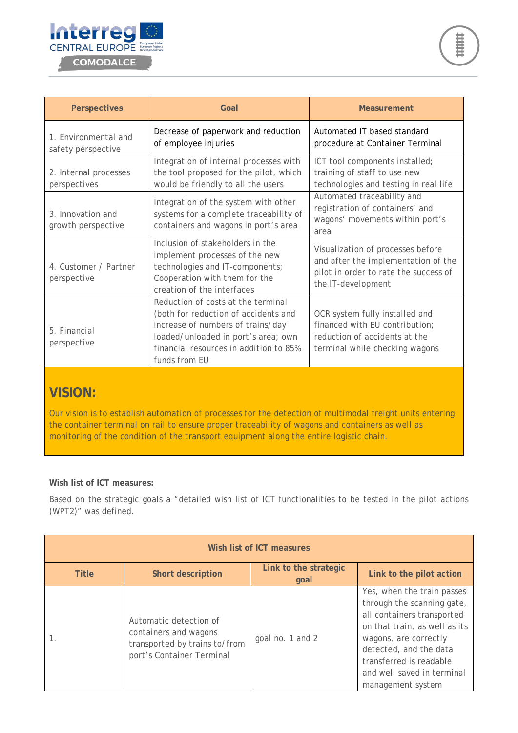| Perspectives | Goal | Measurement |
|---|---|---|
| 1. Environmental and safety perspective | Decrease of paperwork and reduction of employee injuries | Automated IT based standard procedure at Container Terminal |
| 2. Internal processes perspectives | Integration of internal processes with the tool proposed for the pilot, which would be friendly to all the users | ICT tool components installed; training of staff to use new technologies and testing in real life |
| 3. Innovation and growth perspective | Integration of the system with other systems for a complete traceability of containers and wagons in port's area | Automated traceability and registration of containers' and wagons' movements within port's area |
| 4. Customer / Partner perspective | Inclusion of stakeholders in the implement processes of the new technologies and IT-components; Cooperation with them for the creation of the interfaces | Visualization of processes before and after the implementation of the pilot in order to rate the success of the IT-development |
| 5. Financial perspective | Reduction of costs at the terminal (both for reduction of accidents and increase of numbers of trains/day loaded/unloaded in port's area; own financial resources in addition to 85% funds from EU | OCR system fully installed and financed with EU contribution; reduction of accidents at the terminal while checking wagons |

## VISION:

Our vision is to establish automation of processes for the detection of multimodal freight units entering the container terminal on rail to ensure proper traceability of wagons and containers as well as monitoring of the condition of the transport equipment along the entire logistic chain.

**Wish list of ICT measures:**

Based on the strategic goals a "detailed wish list of ICT functionalities to be tested in the pilot actions (WPT2)" was defined.

| Wish list of ICT measures | | | |
|---|---|---|---|
| **Title** | **Short description** | **Link to the strategic goal** | **Link to the pilot action** |
| 1. | Automatic detection of containers and wagons transported by trains to/from port's Container Terminal | goal no. 1 and 2 | Yes, when the train passes through the scanning gate, all containers transported on that train, as well as its wagons, are correctly detected, and the data transferred is readable and well saved in terminal management system |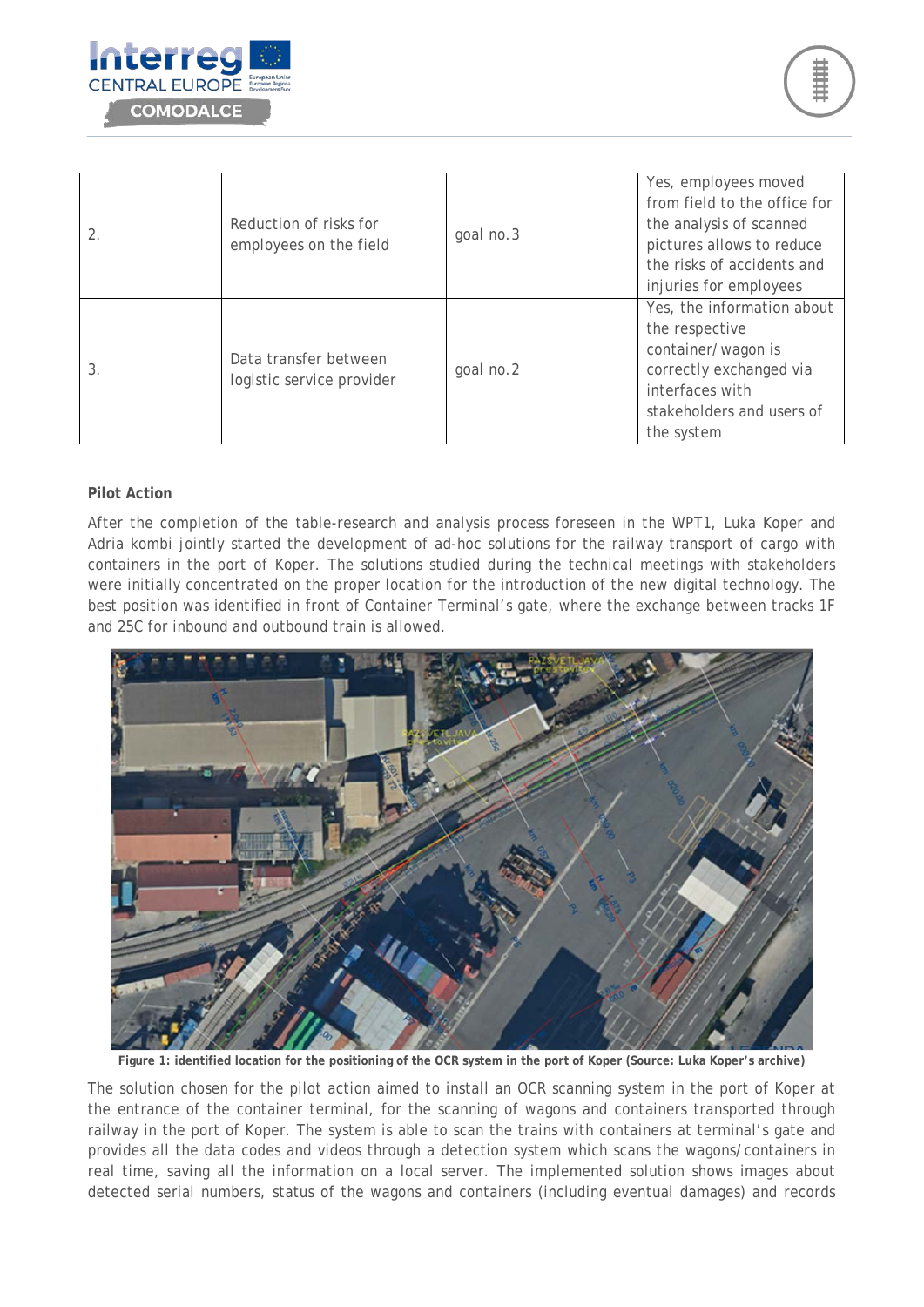| 2. | Reduction of risks for employees on the field | goal no.3 | Yes, employees moved from field to the office for the analysis of scanned pictures allows to reduce the risks of accidents and injuries for employees |
|---|---|---|---|
| 3. | Data transfer between logistic service provider | goal no.2 | Yes, the information about the respective container/wagon is correctly exchanged via interfaces with stakeholders and users of the system |

**Pilot Action**

After the completion of the table-research and analysis process foreseen in the WPT1, Luka Koper and Adria kombi jointly started the development of ad-hoc solutions for the railway transport of cargo with containers in the port of Koper. The solutions studied during the technical meetings with stakeholders were initially concentrated on the proper location for the introduction of the new digital technology. The best position was identified in front of Container Terminal's gate, where the exchange between tracks 1F and 25C for inbound and outbound train is allowed.

**Figure 1: identified location for the positioning of the OCR system in the port of Koper (Source: Luka Koper's archive)**

The solution chosen for the pilot action aimed to install an OCR scanning system in the port of Koper at the entrance of the container terminal, for the scanning of wagons and containers transported through railway in the port of Koper. The system is able to scan the trains with containers at terminal's gate and provides all the data codes and videos through a detection system which scans the wagons/containers in real time, saving all the information on a local server. The implemented solution shows images about detected serial numbers, status of the wagons and containers (including eventual damages) and records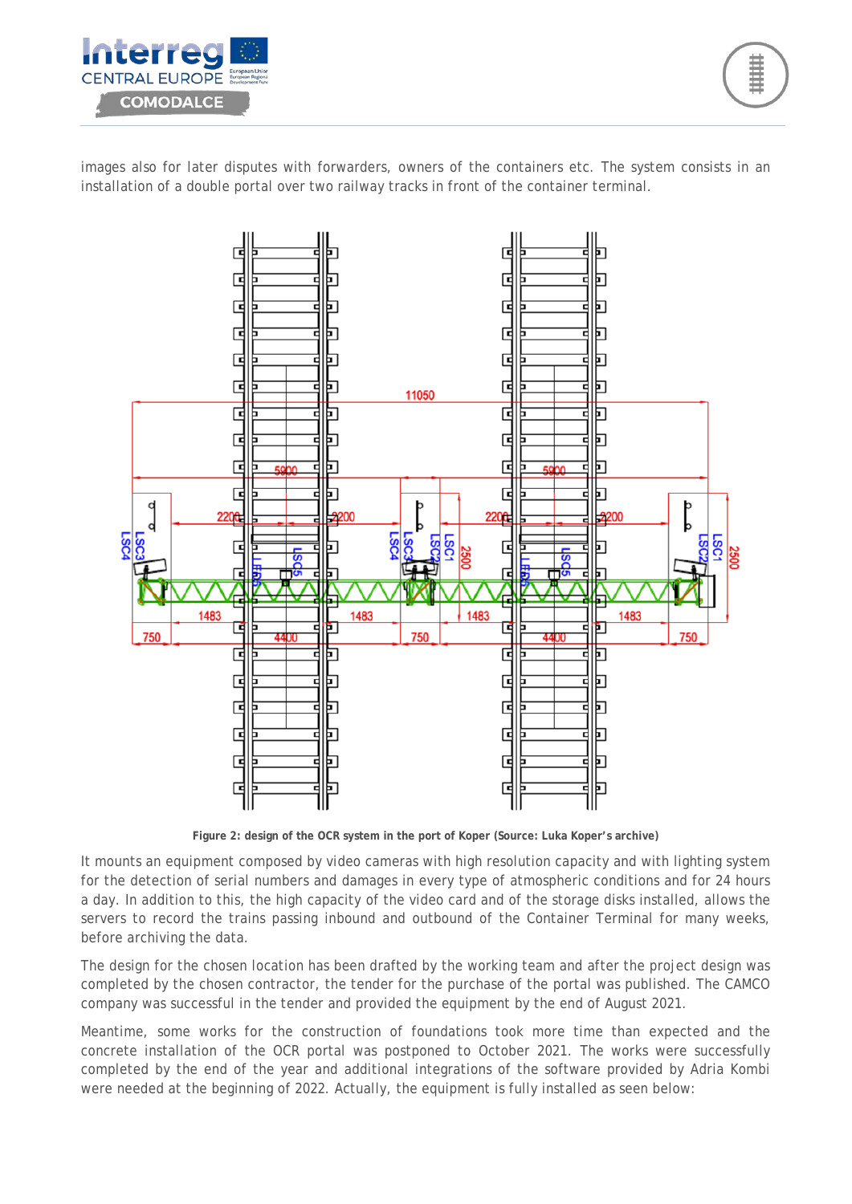images also for later disputes with forwarders, owners of the containers etc. The system consists in an installation of a double portal over two railway tracks in front of the container terminal.

Figure 2: design of the OCR system in the port of Koper (Source: Luka Koper's archive)

It mounts an equipment composed by video cameras with high resolution capacity and with lighting system for the detection of serial numbers and damages in every type of atmospheric conditions and for 24 hours a day. In addition to this, the high capacity of the video card and of the storage disks installed, allows the servers to record the trains passing inbound and outbound of the Container Terminal for many weeks, before archiving the data.

The design for the chosen location has been drafted by the working team and after the project design was completed by the chosen contractor, the tender for the purchase of the portal was published. The CAMCO company was successful in the tender and provided the equipment by the end of August 2021.

Meantime, some works for the construction of foundations took more time than expected and the concrete installation of the OCR portal was postponed to October 2021. The works were successfully completed by the end of the year and additional integrations of the software provided by Adria Kombi were needed at the beginning of 2022. Actually, the equipment is fully installed as seen below: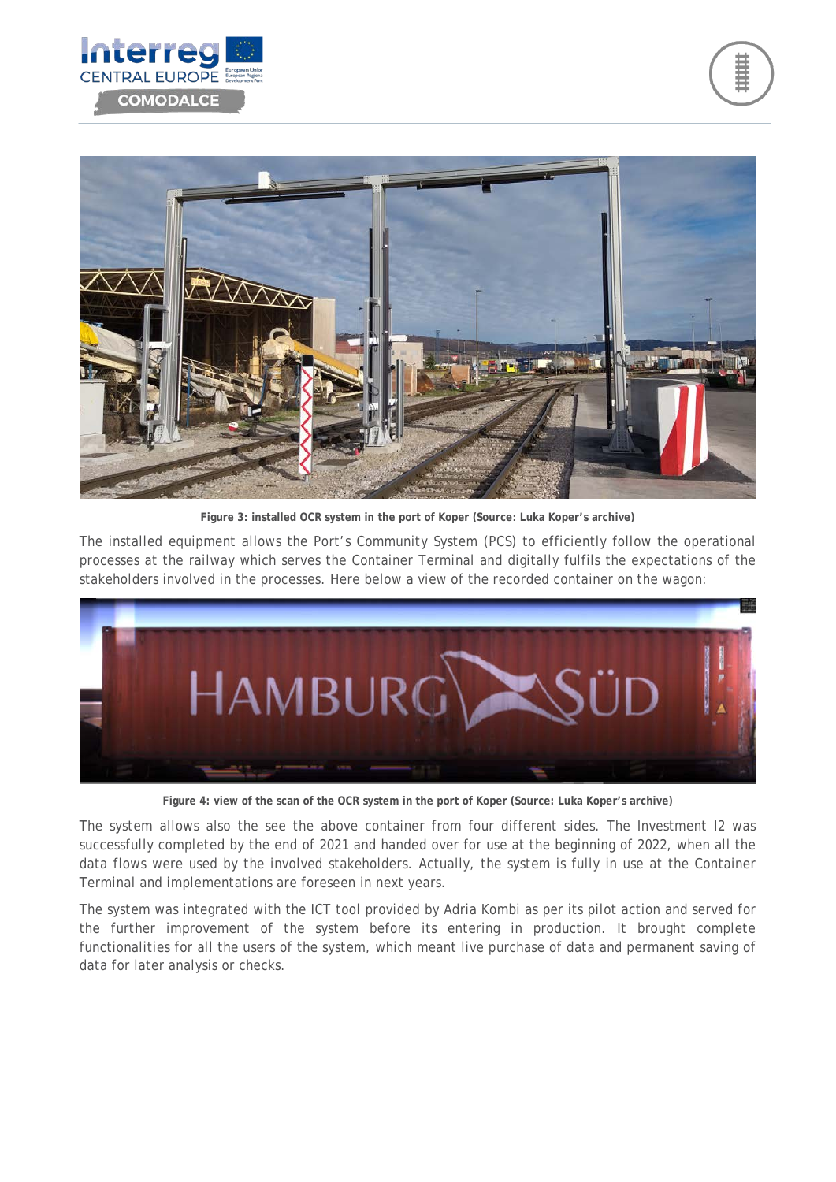Figure 3: installed OCR system in the port of Koper (Source: Luka Koper's archive)

The installed equipment allows the Port's Community System (PCS) to efficiently follow the operational processes at the railway which serves the Container Terminal and digitally fulfils the expectations of the stakeholders involved in the processes. Here below a view of the recorded container on the wagon:

Figure 4: view of the scan of the OCR system in the port of Koper (Source: Luka Koper's archive)

The system allows also the see the above container from four different sides. The Investment I2 was successfully completed by the end of 2021 and handed over for use at the beginning of 2022, when all the data flows were used by the involved stakeholders. Actually, the system is fully in use at the Container Terminal and implementations are foreseen in next years.

The system was integrated with the ICT tool provided by Adria Kombi as per its pilot action and served for the further improvement of the system before its entering in production. It brought complete functionalities for all the users of the system, which meant live purchase of data and permanent saving of data for later analysis or checks.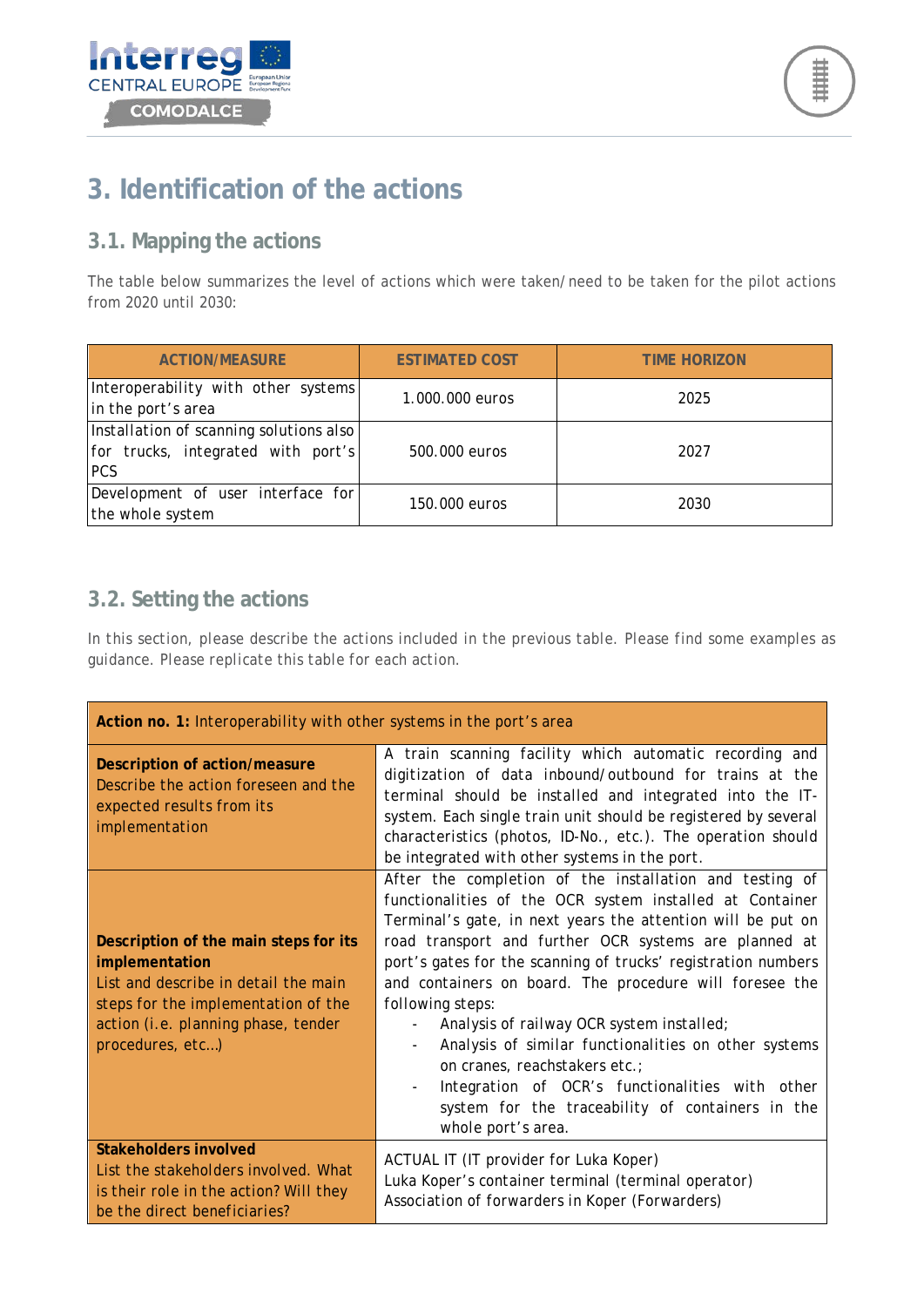# 3. Identification of the actions

## 3.1. Mapping the actions

The table below summarizes the level of actions which were taken/need to be taken for the pilot actions from 2020 until 2030:

| ACTION/MEASURE | ESTIMATED COST | TIME HORIZON |
|---|---|---|
| Interoperability with other systems in the port's area | 1.000.000 euros | 2025 |
| Installation of scanning solutions also for trucks, integrated with port's PCS | 500.000 euros | 2027 |
| Development of user interface for the whole system | 150.000 euros | 2030 |

## 3.2. Setting the actions

In this section, please describe the actions included in the previous table. Please find some examples as guidance. Please replicate this table for each action.

| **Action no. 1:** Interoperability with other systems in the port's area | |
|---|---|
| **Description of action/measure** Describe the action foreseen and the expected results from its implementation | A train scanning facility which automatic recording and digitization of data inbound/outbound for trains at the terminal should be installed and integrated into the IT-system. Each single train unit should be registered by several characteristics (photos, ID-No., etc.). The operation should be integrated with other systems in the port. |
| **Description of the main steps for its implementation** List and describe in detail the main steps for the implementation of the action (i.e. planning phase, tender procedures, etc…) | After the completion of the installation and testing of functionalities of the OCR system installed at Container Terminal's gate, in next years the attention will be put on road transport and further OCR systems are planned at port's gates for the scanning of trucks' registration numbers and containers on board. The procedure will foresee the following steps:<br>- Analysis of railway OCR system installed;<br>- Analysis of similar functionalities on other systems on cranes, reachstakers etc.;<br>- Integration of OCR's functionalities with other system for the traceability of containers in the whole port's area. |
| **Stakeholders involved** List the stakeholders involved. What is their role in the action? Will they be the direct beneficiaries? | ACTUAL IT (IT provider for Luka Koper)<br>Luka Koper's container terminal (terminal operator)<br>Association of forwarders in Koper (Forwarders) |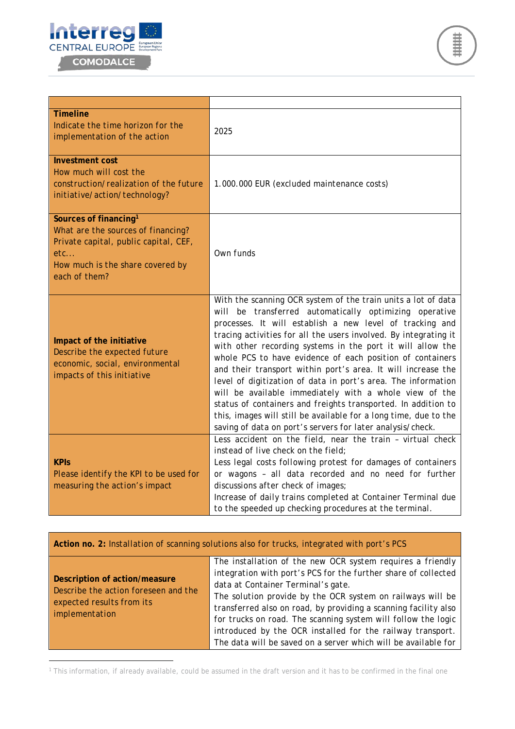| | |
|---|---|
| **Timeline**<br>Indicate the time horizon for the implementation of the action | 2025 |
| **Investment cost**<br>How much will cost the construction/realization of the future initiative/action/technology? | 1.000.000 EUR (excluded maintenance costs) |
| **Sources of financing**[1]<br>What are the sources of financing? Private capital, public capital, CEF, etc...<br>How much is the share covered by each of them? | Own funds |
| **Impact of the initiative**<br>Describe the expected future economic, social, environmental impacts of this initiative | With the scanning OCR system of the train units a lot of data will be transferred automatically optimizing operative processes. It will establish a new level of tracking and tracing activities for all the users involved. By integrating it with other recording systems in the port it will allow the whole PCS to have evidence of each position of containers and their transport within port's area. It will increase the level of digitization of data in port's area. The information will be available immediately with a whole view of the status of containers and freights transported. In addition to this, images will still be available for a long time, due to the saving of data on port's servers for later analysis/check. |
| **KPIs**<br>Please identify the KPI to be used for measuring the action's impact | Less accident on the field, near the train – virtual check instead of live check on the field;<br>Less legal costs following protest for damages of containers or wagons – all data recorded and no need for further discussions after check of images;<br>Increase of daily trains completed at Container Terminal due to the speeded up checking procedures at the terminal. |

| **Action no. 2:** Installation of scanning solutions also for trucks, integrated with port's PCS | |
|---|---|
| **Description of action/measure**<br>Describe the action foreseen and the expected results from its implementation | The installation of the new OCR system requires a friendly integration with port's PCS for the further share of collected data at Container Terminal's gate.<br>The solution provide by the OCR system on railways will be transferred also on road, by providing a scanning facility also for trucks on road. The scanning system will follow the logic introduced by the OCR installed for the railway transport. The data will be saved on a server which will be available for |

[1] This information, if already available, could be assumed in the draft version and it has to be confirmed in the final one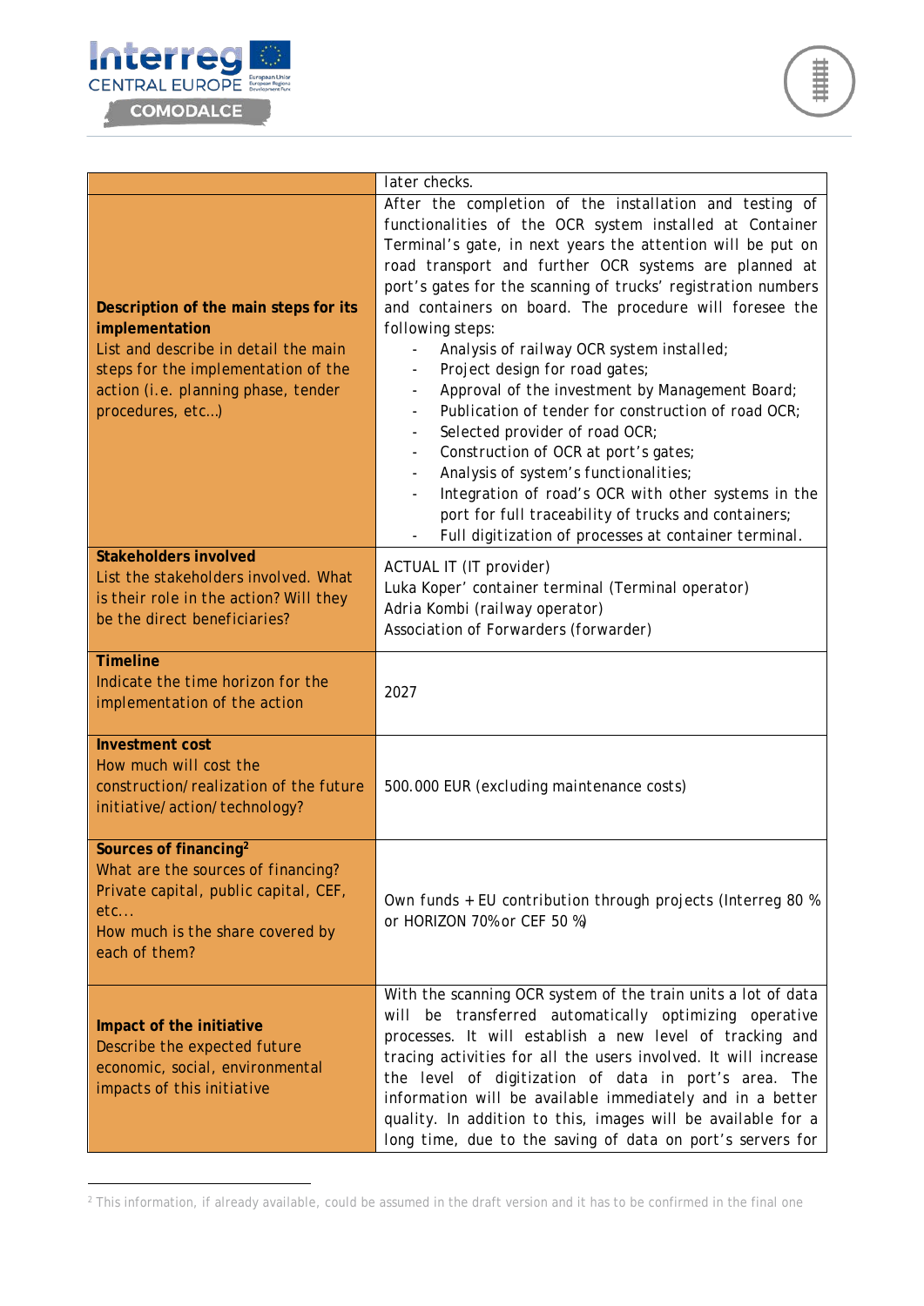| | |
|---|---|
| | later checks. |
| **Description of the main steps for its implementation** List and describe in detail the main steps for the implementation of the action (i.e. planning phase, tender procedures, etc…) | After the completion of the installation and testing of functionalities of the OCR system installed at Container Terminal's gate, in next years the attention will be put on road transport and further OCR systems are planned at port's gates for the scanning of trucks' registration numbers and containers on board. The procedure will foresee the following steps:<br>- Analysis of railway OCR system installed;<br>- Project design for road gates;<br>- Approval of the investment by Management Board;<br>- Publication of tender for construction of road OCR;<br>- Selected provider of road OCR;<br>- Construction of OCR at port's gates;<br>- Analysis of system's functionalities;<br>- Integration of road's OCR with other systems in the port for full traceability of trucks and containers;<br>- Full digitization of processes at container terminal. |
| **Stakeholders involved** List the stakeholders involved. What is their role in the action? Will they be the direct beneficiaries? | ACTUAL IT (IT provider)<br>Luka Koper' container terminal (Terminal operator)<br>Adria Kombi (railway operator)<br>Association of Forwarders (forwarder) |
| **Timeline** Indicate the time horizon for the implementation of the action | 2027 |
| **Investment cost** How much will cost the construction/realization of the future initiative/action/technology? | 500.000 EUR (excluding maintenance costs) |
| **Sources of financing[2]** What are the sources of financing? Private capital, public capital, CEF, etc... How much is the share covered by each of them? | Own funds + EU contribution through projects (Interreg 80 % or HORIZON 70% or CEF 50 %) |
| **Impact of the initiative** Describe the expected future economic, social, environmental impacts of this initiative | With the scanning OCR system of the train units a lot of data will be transferred automatically optimizing operative processes. It will establish a new level of tracking and tracing activities for all the users involved. It will increase the level of digitization of data in port's area. The information will be available immediately and in a better quality. In addition to this, images will be available for a long time, due to the saving of data on port's servers for |

[2] This information, if already available, could be assumed in the draft version and it has to be confirmed in the final one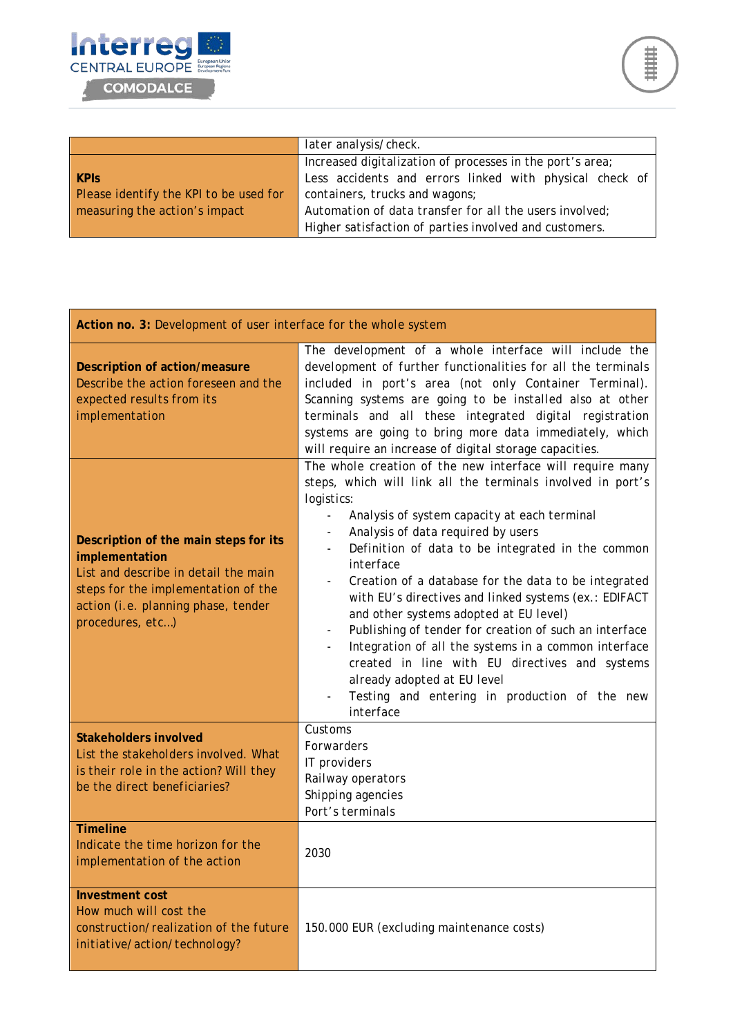| | |
|---|---|
| | later analysis/check. |
| **KPIs**<br>Please identify the KPI to be used for measuring the action's impact | Increased digitalization of processes in the port's area;<br>Less accidents and errors linked with physical check of containers, trucks and wagons;<br>Automation of data transfer for all the users involved;<br>Higher satisfaction of parties involved and customers. |

| **Action no. 3:** Development of user interface for the whole system | |
|---|---|
| **Description of action/measure**<br>Describe the action foreseen and the expected results from its implementation | The development of a whole interface will include the development of further functionalities for all the terminals included in port's area (not only Container Terminal). Scanning systems are going to be installed also at other terminals and all these integrated digital registration systems are going to bring more data immediately, which will require an increase of digital storage capacities. |
| **Description of the main steps for its implementation**<br>List and describe in detail the main steps for the implementation of the action (i.e. planning phase, tender procedures, etc…) | The whole creation of the new interface will require many steps, which will link all the terminals involved in port's logistics:<br>- Analysis of system capacity at each terminal<br>- Analysis of data required by users<br>- Definition of data to be integrated in the common interface<br>- Creation of a database for the data to be integrated with EU's directives and linked systems (ex.: EDIFACT and other systems adopted at EU level)<br>- Publishing of tender for creation of such an interface<br>- Integration of all the systems in a common interface created in line with EU directives and systems already adopted at EU level<br>- Testing and entering in production of the new interface |
| **Stakeholders involved**<br>List the stakeholders involved. What is their role in the action? Will they be the direct beneficiaries? | Customs<br>Forwarders<br>IT providers<br>Railway operators<br>Shipping agencies<br>Port's terminals |
| **Timeline**<br>Indicate the time horizon for the implementation of the action | 2030 |
| **Investment cost**<br>How much will cost the construction/realization of the future initiative/action/technology? | 150.000 EUR (excluding maintenance costs) |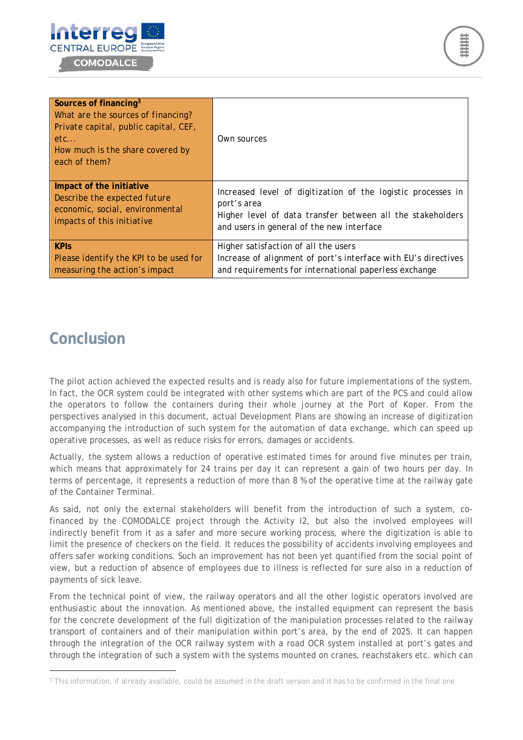| Sources of financing[3] What are the sources of financing? Private capital, public capital, CEF, etc... How much is the share covered by each of them? | Own sources |
|---|---|
| **Impact of the initiative** Describe the expected future economic, social, environmental impacts of this initiative | Increased level of digitization of the logistic processes in port's area<br>Higher level of data transfer between all the stakeholders and users in general of the new interface |
| **KPIs** Please identify the KPI to be used for measuring the action's impact | Higher satisfaction of all the users<br>Increase of alignment of port's interface with EU's directives and requirements for international paperless exchange |

## Conclusion

The pilot action achieved the expected results and is ready also for future implementations of the system. In fact, the OCR system could be integrated with other systems which are part of the PCS and could allow the operators to follow the containers during their whole journey at the Port of Koper. From the perspectives analysed in this document, actual Development Plans are showing an increase of digitization accompanying the introduction of such system for the automation of data exchange, which can speed up operative processes, as well as reduce risks for errors, damages or accidents.

Actually, the system allows a reduction of operative estimated times for around five minutes per train, which means that approximately for 24 trains per day it can represent a gain of two hours per day. In terms of percentage, it represents a reduction of more than 8 % of the operative time at the railway gate of the Container Terminal.

As said, not only the external stakeholders will benefit from the introduction of such a system, co-financed by the COMODALCE project through the Activity I2, but also the involved employees will indirectly benefit from it as a safer and more secure working process, where the digitization is able to limit the presence of checkers on the field. It reduces the possibility of accidents involving employees and offers safer working conditions. Such an improvement has not been yet quantified from the social point of view, but a reduction of absence of employees due to illness is reflected for sure also in a reduction of payments of sick leave.

From the technical point of view, the railway operators and all the other logistic operators involved are enthusiastic about the innovation. As mentioned above, the installed equipment can represent the basis for the concrete development of the full digitization of the manipulation processes related to the railway transport of containers and of their manipulation within port's area, by the end of 2025. It can happen through the integration of the OCR railway system with a road OCR system installed at port's gates and through the integration of such a system with the systems mounted on cranes, reachstakers etc. which can

[3] This information, if already available, could be assumed in the draft version and it has to be confirmed in the final one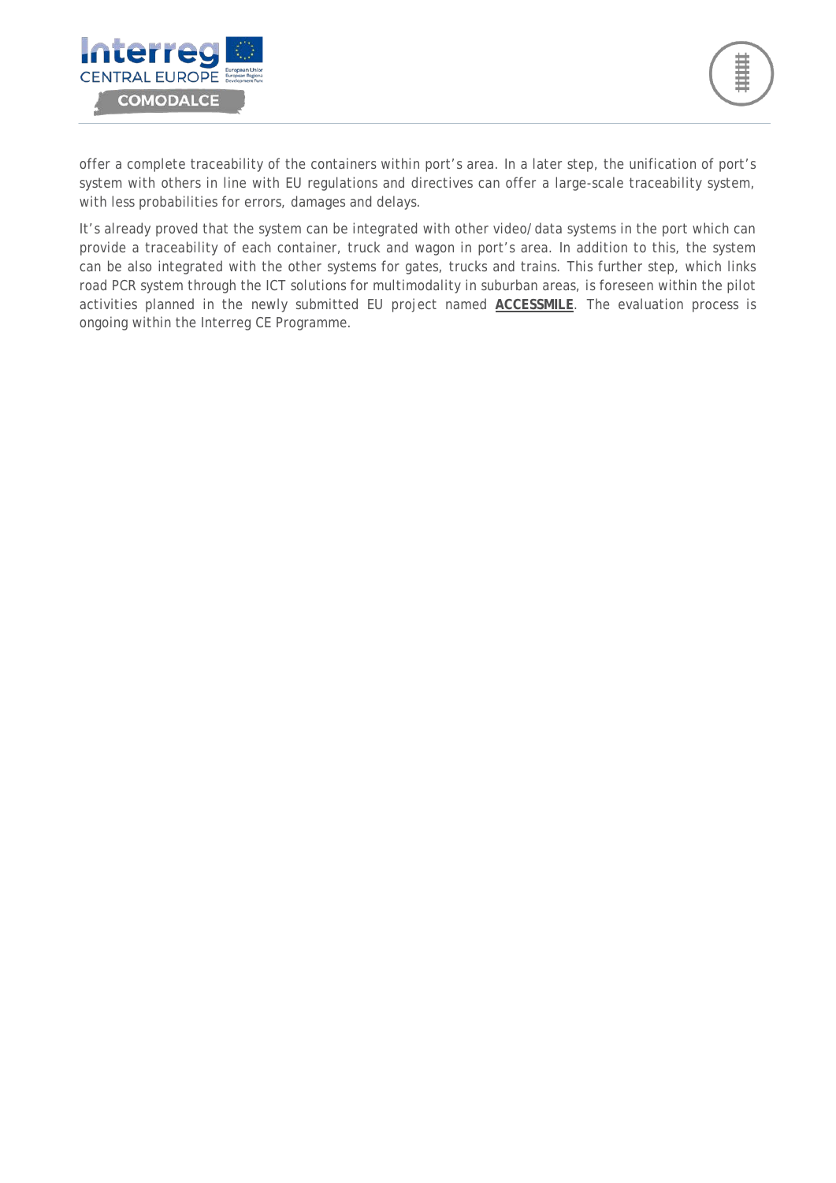offer a complete traceability of the containers within port's area. In a later step, the unification of port's system with others in line with EU regulations and directives can offer a large-scale traceability system, with less probabilities for errors, damages and delays.

It's already proved that the system can be integrated with other video/data systems in the port which can provide a traceability of each container, truck and wagon in port's area. In addition to this, the system can be also integrated with the other systems for gates, trucks and trains. This further step, which links road PCR system through the ICT solutions for multimodality in suburban areas, is foreseen within the pilot activities planned in the newly submitted EU project named **ACCESSMILE**. The evaluation process is ongoing within the Interreg CE Programme.